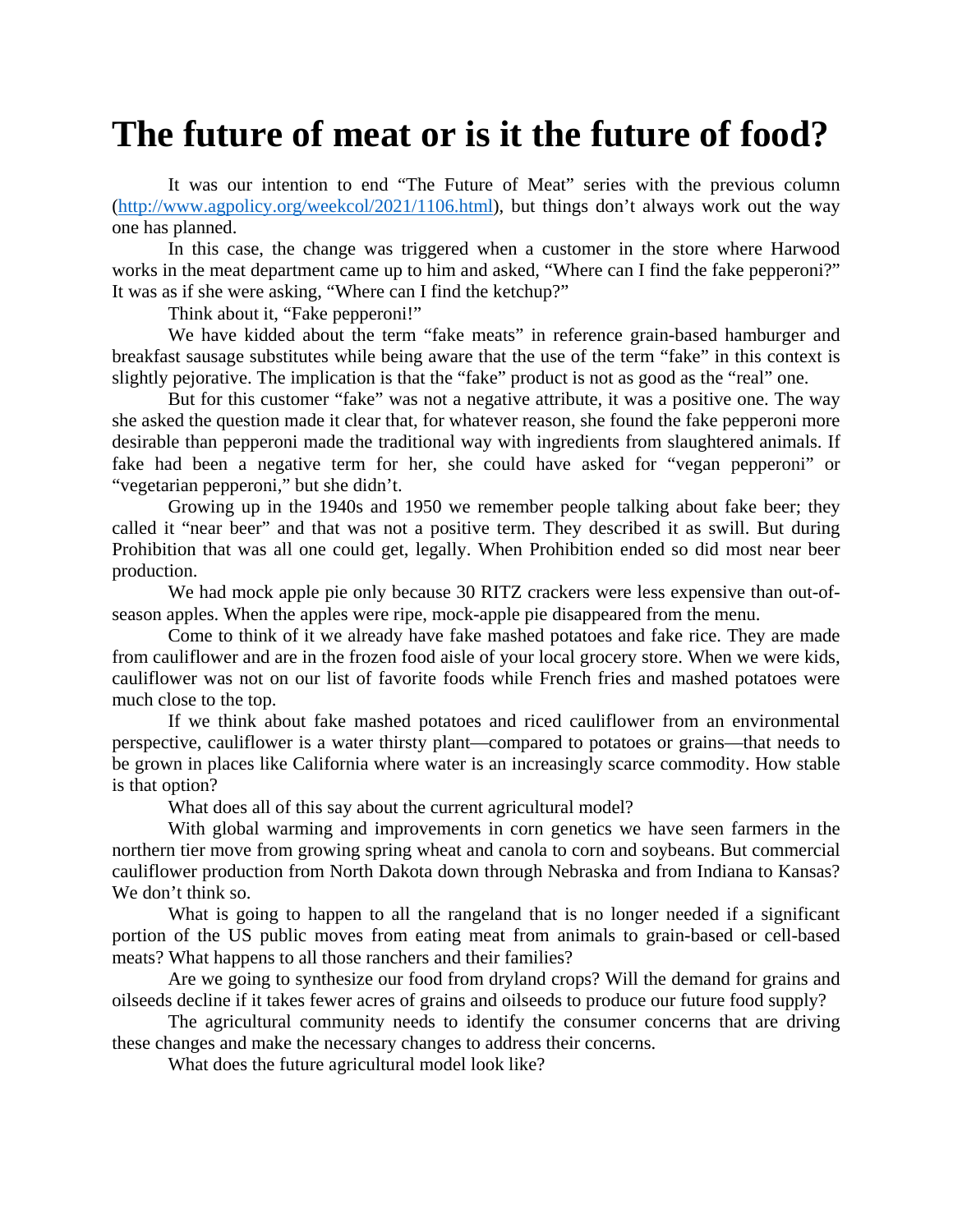# The future of meat or is it the future of food?

It was our intention to end "The Future of Meat" series with the previous column (http://www.agpolicy.org/weekcol/2021/1106.html), but things don't always work out the way one has planned.

In this case, the change was triggered when a customer in the store where Harwood works in the meat department came up to him and asked, "Where can I find the fake pepperoni?" It was as if she were asking, "Where can I find the ketchup?"

Think about it, "Fake pepperoni!"

We have kidded about the term "fake meats" in reference grain-based hamburger and breakfast sausage substitutes while being aware that the use of the term "fake" in this context is slightly pejorative. The implication is that the "fake" product is not as good as the "real" one.

But for this customer "fake" was not a negative attribute, it was a positive one. The way she asked the question made it clear that, for whatever reason, she found the fake pepperoni more desirable than pepperoni made the traditional way with ingredients from slaughtered animals. If fake had been a negative term for her, she could have asked for "vegan pepperoni" or "vegetarian pepperoni," but she didn't.

Growing up in the 1940s and 1950 we remember people talking about fake beer; they called it "near beer" and that was not a positive term. They described it as swill. But during Prohibition that was all one could get, legally. When Prohibition ended so did most near beer production.

We had mock apple pie only because 30 RITZ crackers were less expensive than out-of-season apples. When the apples were ripe, mock-apple pie disappeared from the menu.

Come to think of it we already have fake mashed potatoes and fake rice. They are made from cauliflower and are in the frozen food aisle of your local grocery store. When we were kids, cauliflower was not on our list of favorite foods while French fries and mashed potatoes were much close to the top.

If we think about fake mashed potatoes and riced cauliflower from an environmental perspective, cauliflower is a water thirsty plant—compared to potatoes or grains—that needs to be grown in places like California where water is an increasingly scarce commodity. How stable is that option?

What does all of this say about the current agricultural model?

With global warming and improvements in corn genetics we have seen farmers in the northern tier move from growing spring wheat and canola to corn and soybeans. But commercial cauliflower production from North Dakota down through Nebraska and from Indiana to Kansas? We don't think so.

What is going to happen to all the rangeland that is no longer needed if a significant portion of the US public moves from eating meat from animals to grain-based or cell-based meats? What happens to all those ranchers and their families?

Are we going to synthesize our food from dryland crops? Will the demand for grains and oilseeds decline if it takes fewer acres of grains and oilseeds to produce our future food supply?

The agricultural community needs to identify the consumer concerns that are driving these changes and make the necessary changes to address their concerns.

What does the future agricultural model look like?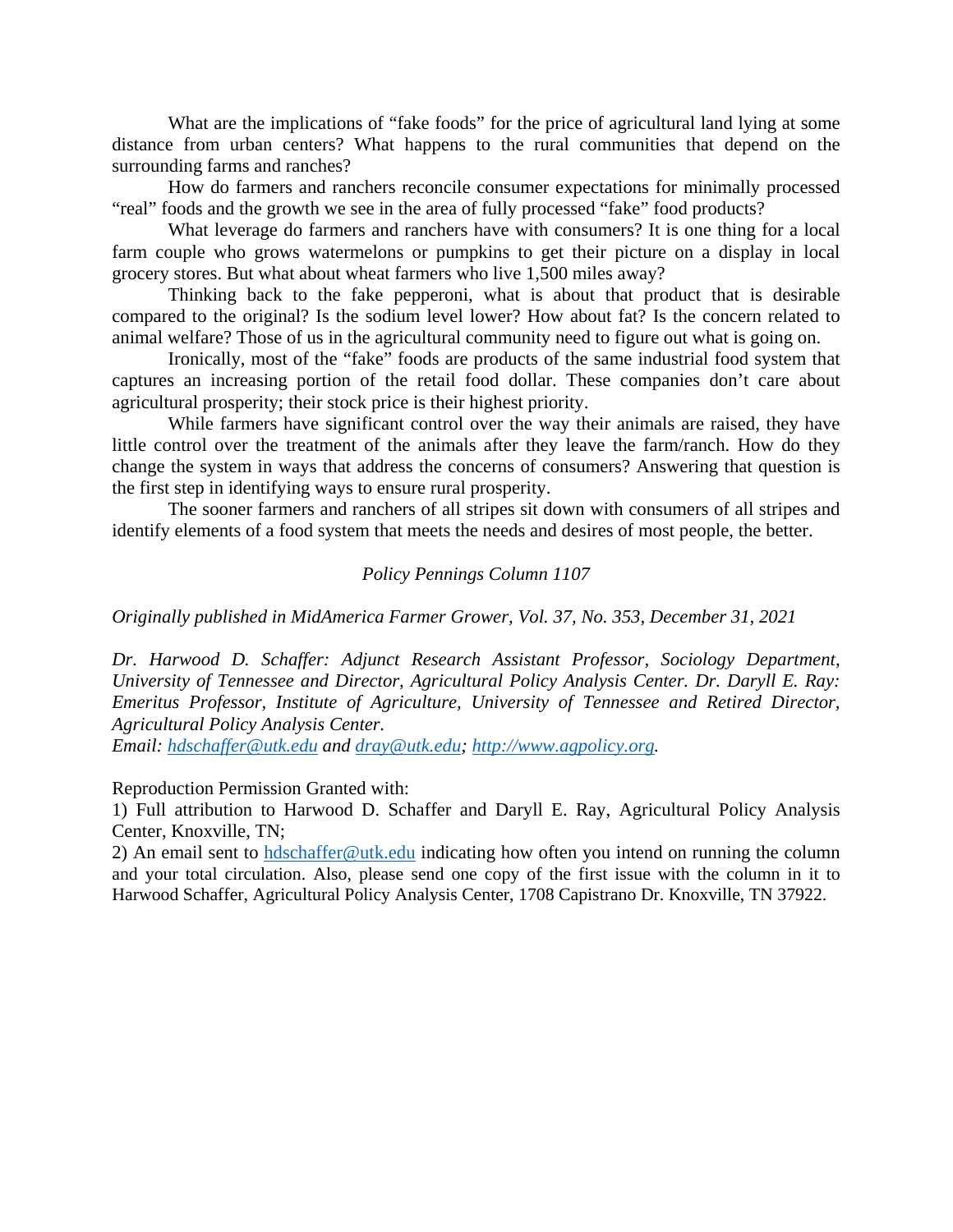What are the implications of "fake foods" for the price of agricultural land lying at some distance from urban centers? What happens to the rural communities that depend on the surrounding farms and ranches?

How do farmers and ranchers reconcile consumer expectations for minimally processed "real" foods and the growth we see in the area of fully processed "fake" food products?

What leverage do farmers and ranchers have with consumers? It is one thing for a local farm couple who grows watermelons or pumpkins to get their picture on a display in local grocery stores. But what about wheat farmers who live 1,500 miles away?

Thinking back to the fake pepperoni, what is about that product that is desirable compared to the original? Is the sodium level lower? How about fat? Is the concern related to animal welfare? Those of us in the agricultural community need to figure out what is going on.

Ironically, most of the "fake" foods are products of the same industrial food system that captures an increasing portion of the retail food dollar. These companies don't care about agricultural prosperity; their stock price is their highest priority.

While farmers have significant control over the way their animals are raised, they have little control over the treatment of the animals after they leave the farm/ranch. How do they change the system in ways that address the concerns of consumers? Answering that question is the first step in identifying ways to ensure rural prosperity.

The sooner farmers and ranchers of all stripes sit down with consumers of all stripes and identify elements of a food system that meets the needs and desires of most people, the better.

*Policy Pennings Column 1107*

*Originally published in MidAmerica Farmer Grower, Vol. 37, No. 353, December 31, 2021*

*Dr. Harwood D. Schaffer: Adjunct Research Assistant Professor, Sociology Department, University of Tennessee and Director, Agricultural Policy Analysis Center. Dr. Daryll E. Ray: Emeritus Professor, Institute of Agriculture, University of Tennessee and Retired Director, Agricultural Policy Analysis Center.*
*Email: hdschaffer@utk.edu and dray@utk.edu; http://www.agpolicy.org.*

Reproduction Permission Granted with:
1) Full attribution to Harwood D. Schaffer and Daryll E. Ray, Agricultural Policy Analysis Center, Knoxville, TN;
2) An email sent to hdschaffer@utk.edu indicating how often you intend on running the column and your total circulation. Also, please send one copy of the first issue with the column in it to Harwood Schaffer, Agricultural Policy Analysis Center, 1708 Capistrano Dr. Knoxville, TN 37922.